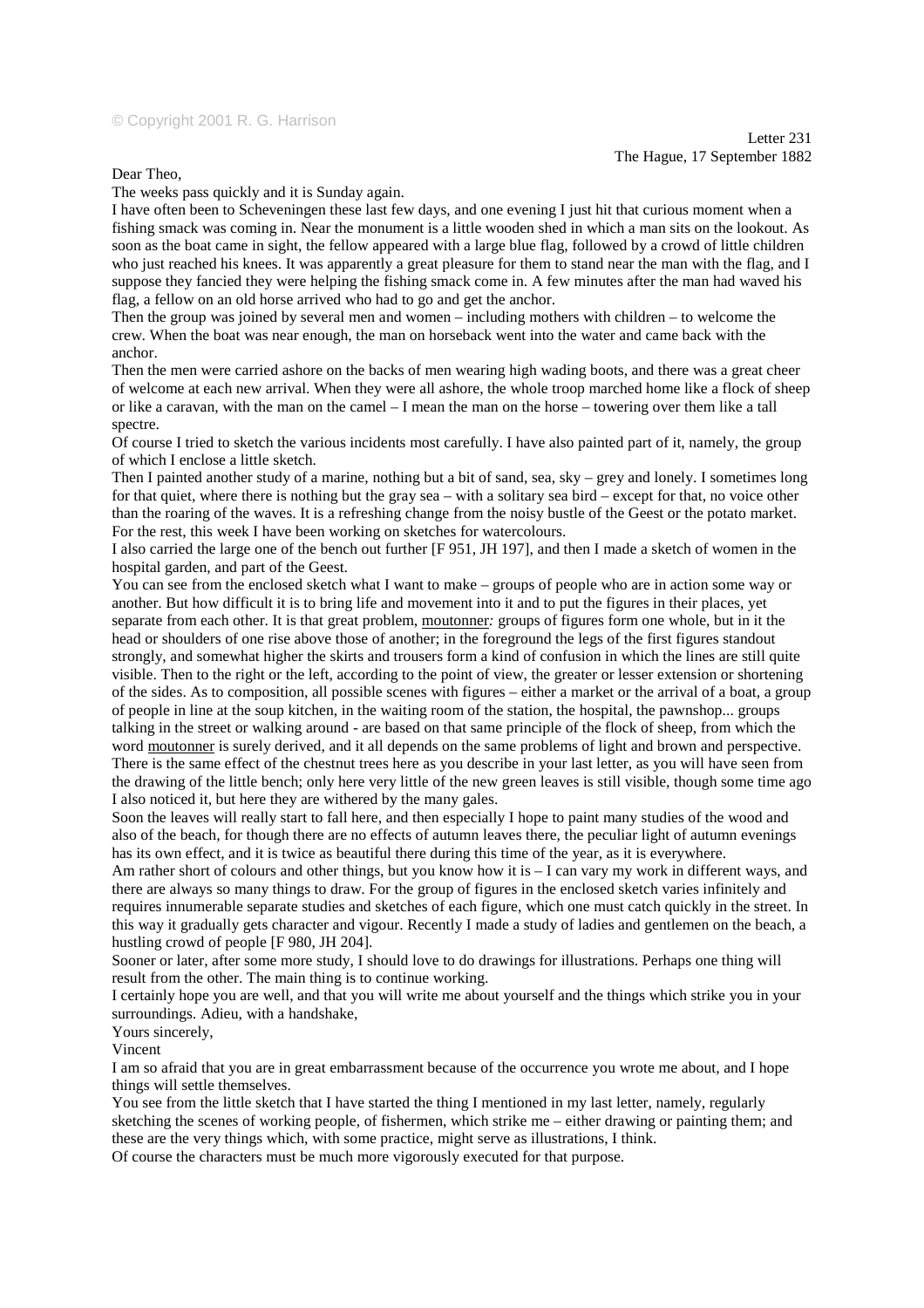© Copyright 2001 R. G. Harrison

Letter 231
The Hague, 17 September 1882

Dear Theo,

The weeks pass quickly and it is Sunday again.

I have often been to Scheveningen these last few days, and one evening I just hit that curious moment when a fishing smack was coming in. Near the monument is a little wooden shed in which a man sits on the lookout. As soon as the boat came in sight, the fellow appeared with a large blue flag, followed by a crowd of little children who just reached his knees. It was apparently a great pleasure for them to stand near the man with the flag, and I suppose they fancied they were helping the fishing smack come in. A few minutes after the man had waved his flag, a fellow on an old horse arrived who had to go and get the anchor.

Then the group was joined by several men and women – including mothers with children – to welcome the crew. When the boat was near enough, the man on horseback went into the water and came back with the anchor.

Then the men were carried ashore on the backs of men wearing high wading boots, and there was a great cheer of welcome at each new arrival. When they were all ashore, the whole troop marched home like a flock of sheep or like a caravan, with the man on the camel – I mean the man on the horse – towering over them like a tall spectre.

Of course I tried to sketch the various incidents most carefully. I have also painted part of it, namely, the group of which I enclose a little sketch.

Then I painted another study of a marine, nothing but a bit of sand, sea, sky – grey and lonely. I sometimes long for that quiet, where there is nothing but the gray sea – with a solitary sea bird – except for that, no voice other than the roaring of the waves. It is a refreshing change from the noisy bustle of the Geest or the potato market. For the rest, this week I have been working on sketches for watercolours.

I also carried the large one of the bench out further [F 951, JH 197], and then I made a sketch of women in the hospital garden, and part of the Geest.

You can see from the enclosed sketch what I want to make – groups of people who are in action some way or another. But how difficult it is to bring life and movement into it and to put the figures in their places, yet separate from each other. It is that great problem, moutonner*:* groups of figures form one whole, but in it the head or shoulders of one rise above those of another; in the foreground the legs of the first figures standout strongly, and somewhat higher the skirts and trousers form a kind of confusion in which the lines are still quite visible. Then to the right or the left, according to the point of view, the greater or lesser extension or shortening of the sides. As to composition, all possible scenes with figures – either a market or the arrival of a boat, a group of people in line at the soup kitchen, in the waiting room of the station, the hospital, the pawnshop... groups talking in the street or walking around - are based on that same principle of the flock of sheep, from which the word moutonner is surely derived, and it all depends on the same problems of light and brown and perspective.

There is the same effect of the chestnut trees here as you describe in your last letter, as you will have seen from the drawing of the little bench; only here very little of the new green leaves is still visible, though some time ago I also noticed it, but here they are withered by the many gales.

Soon the leaves will really start to fall here, and then especially I hope to paint many studies of the wood and also of the beach, for though there are no effects of autumn leaves there, the peculiar light of autumn evenings has its own effect, and it is twice as beautiful there during this time of the year, as it is everywhere.

Am rather short of colours and other things, but you know how it is – I can vary my work in different ways, and there are always so many things to draw. For the group of figures in the enclosed sketch varies infinitely and requires innumerable separate studies and sketches of each figure, which one must catch quickly in the street. In this way it gradually gets character and vigour. Recently I made a study of ladies and gentlemen on the beach, a hustling crowd of people [F 980, JH 204].

Sooner or later, after some more study, I should love to do drawings for illustrations. Perhaps one thing will result from the other. The main thing is to continue working.

I certainly hope you are well, and that you will write me about yourself and the things which strike you in your surroundings. Adieu, with a handshake,

Yours sincerely,

Vincent

I am so afraid that you are in great embarrassment because of the occurrence you wrote me about, and I hope things will settle themselves.

You see from the little sketch that I have started the thing I mentioned in my last letter, namely, regularly sketching the scenes of working people, of fishermen, which strike me – either drawing or painting them; and these are the very things which, with some practice, might serve as illustrations, I think.

Of course the characters must be much more vigorously executed for that purpose.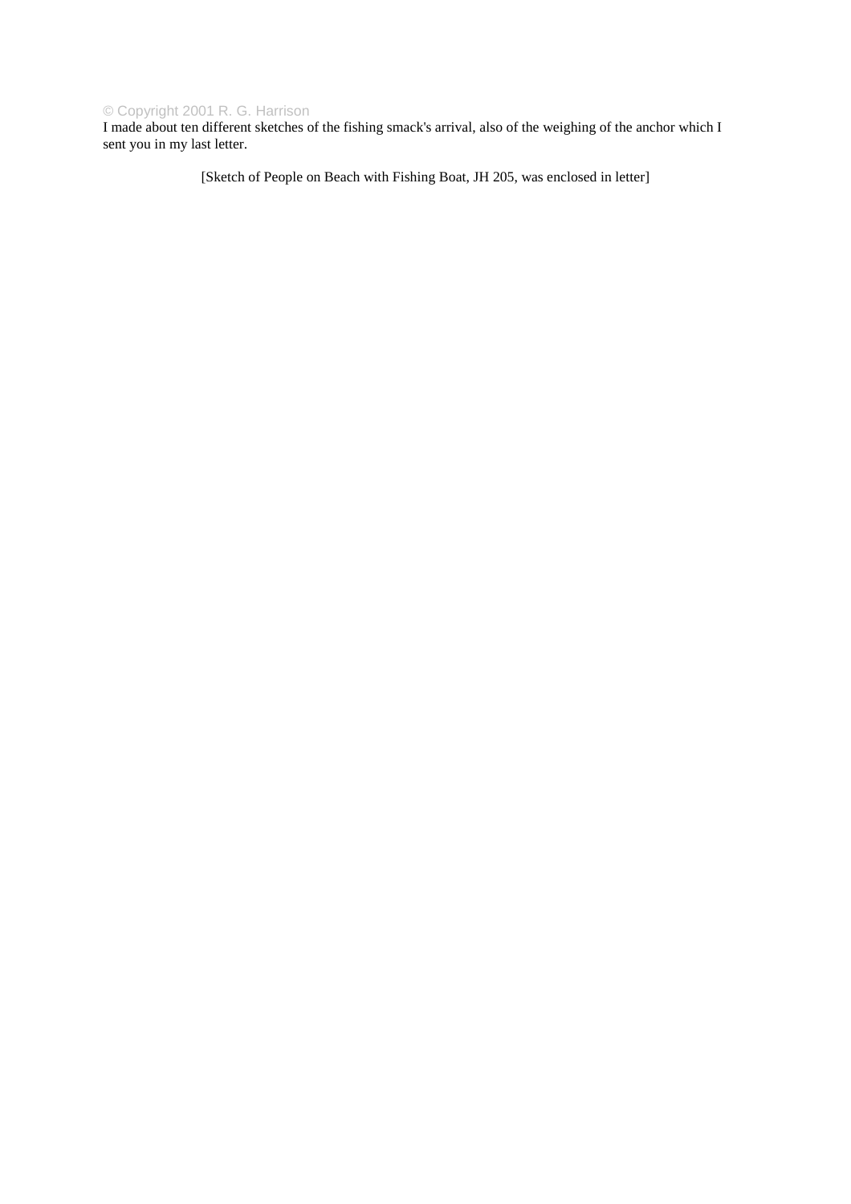I made about ten different sketches of the fishing smack's arrival, also of the weighing of the anchor which I sent you in my last letter.

[Sketch of People on Beach with Fishing Boat, JH 205, was enclosed in letter]